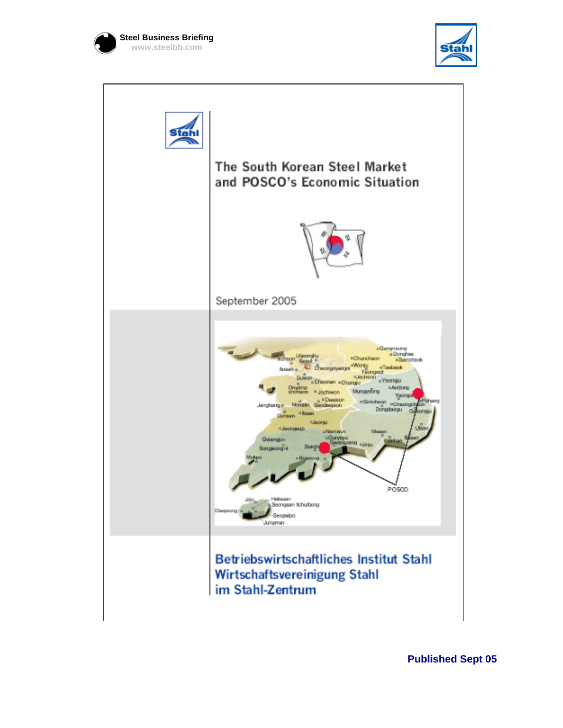Steel Business Briefing
www.steelbb.com

# The South Korean Steel Market and POSCO's Economic Situation

September 2005

**Betriebswirtschaftliches Institut Stahl**
**Wirtschaftsvereinigung Stahl**
**im Stahl-Zentrum**

**Published Sept 05**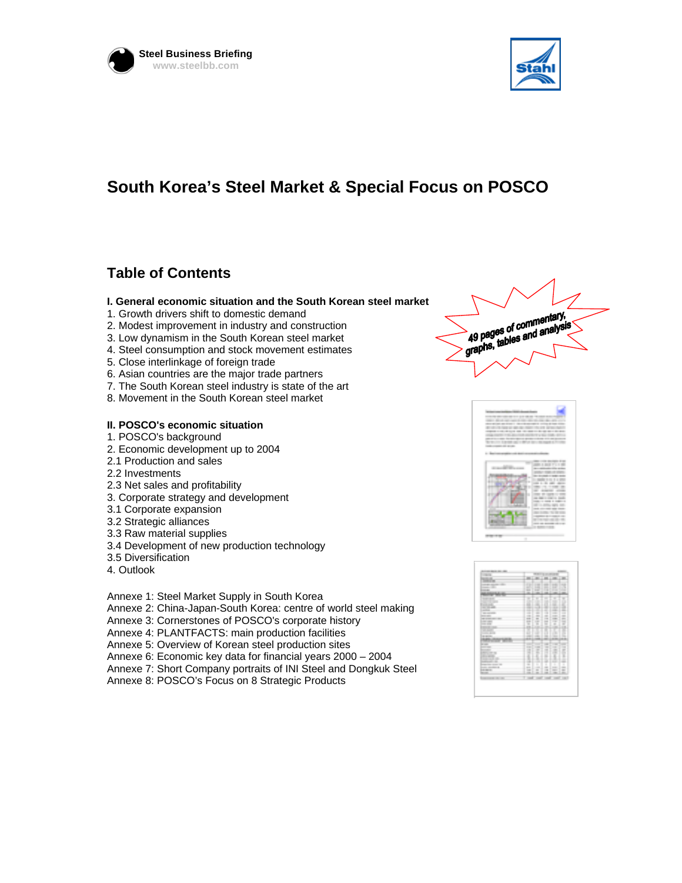Steel Business Briefing
www.steelbb.com

Stahl

# South Korea's Steel Market & Special Focus on POSCO

## Table of Contents

**I. General economic situation and the South Korean steel market**

1. Growth drivers shift to domestic demand
2. Modest improvement in industry and construction
3. Low dynamism in the South Korean steel market
4. Steel consumption and stock movement estimates
5. Close interlinkage of foreign trade
6. Asian countries are the major trade partners
7. The South Korean steel industry is state of the art
8. Movement in the South Korean steel market

49 pages of commentary, graphs, tables and analysis

**II. POSCO's economic situation**

1. POSCO's background
2. Economic development up to 2004

2.1 Production and sales
2.2 Investments
2.3 Net sales and profitability

3. Corporate strategy and development

3.1 Corporate expansion
3.2 Strategic alliances
3.3 Raw material supplies
3.4 Development of new production technology
3.5 Diversification

4. Outlook

Annexe 1: Steel Market Supply in South Korea
Annexe 2: China-Japan-South Korea: centre of world steel making
Annexe 3: Cornerstones of POSCO's corporate history
Annexe 4: PLANTFACTS: main production facilities
Annexe 5: Overview of Korean steel production sites
Annexe 6: Economic key data for financial years 2000 – 2004
Annexe 7: Short Company portraits of INI Steel and Dongkuk Steel
Annexe 8: POSCO's Focus on 8 Strategic Products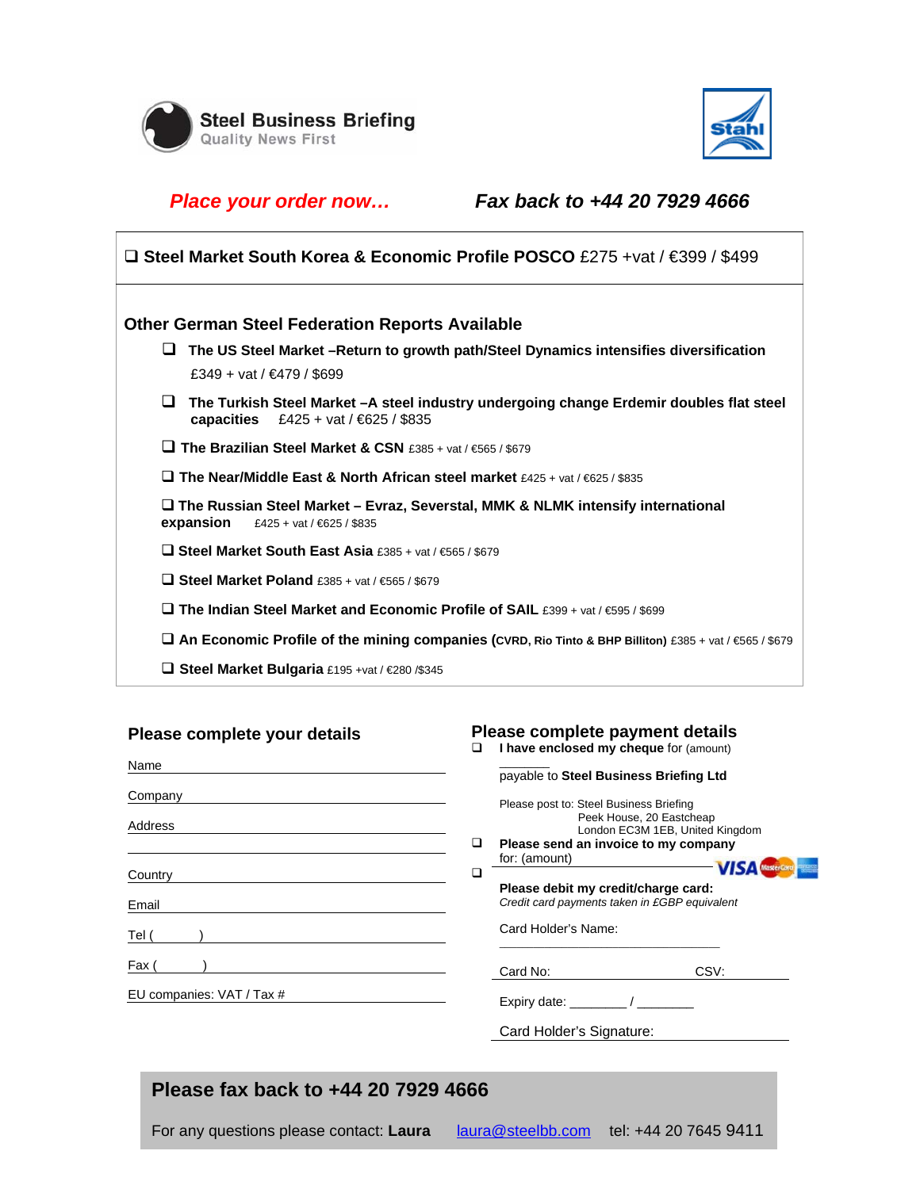Steel Business Briefing
Quality News First

Stahl

*Place your order now…* **Fax back to +44 20 7929 4666**

❑ **Steel Market South Korea & Economic Profile POSCO** £275 +vat / €399 / $499

## Other German Steel Federation Reports Available

- ❑ **The US Steel Market –Return to growth path/Steel Dynamics intensifies diversification** £349 + vat / €479 / $699
- ❑ **The Turkish Steel Market –A steel industry undergoing change Erdemir doubles flat steel capacities** £425 + vat / €625 / $835
- ❑ **The Brazilian Steel Market & CSN** £385 + vat / €565 / $679
- ❑ **The Near/Middle East & North African steel market** £425 + vat / €625 / $835
- ❑ **The Russian Steel Market – Evraz, Severstal, MMK & NLMK intensify international expansion** £425 + vat / €625 / $835
- ❑ **Steel Market South East Asia** £385 + vat / €565 / $679
- ❑ **Steel Market Poland** £385 + vat / €565 / $679
- ❑ **The Indian Steel Market and Economic Profile of SAIL** £399 + vat / €595 / $699
- ❑ **An Economic Profile of the mining companies (CVRD, Rio Tinto & BHP Billiton)** £385 + vat / €565 / $679
- ❑ **Steel Market Bulgaria** £195 +vat / €280 /$345

## Please complete your details

Name \_\_\_\_\_\_\_\_\_\_\_\_\_\_\_\_\_\_\_\_

Company \_\_\_\_\_\_\_\_\_\_\_\_\_\_\_\_\_\_\_\_

Address \_\_\_\_\_\_\_\_\_\_\_\_\_\_\_\_\_\_\_\_

\_\_\_\_\_\_\_\_\_\_\_\_\_\_\_\_\_\_\_\_

Country \_\_\_\_\_\_\_\_\_\_\_\_\_\_\_\_\_\_\_\_

Email \_\_\_\_\_\_\_\_\_\_\_\_\_\_\_\_\_\_\_\_

Tel (        ) \_\_\_\_\_\_\_\_\_\_\_\_\_\_\_\_\_\_\_\_

Fax (        ) \_\_\_\_\_\_\_\_\_\_\_\_\_\_\_\_\_\_\_\_

EU companies: VAT / Tax # \_\_\_\_\_\_\_\_\_\_\_\_\_\_\_\_\_\_\_\_

## Please complete payment details

❑ **I have enclosed my cheque** for (amount) \_\_\_\_\_\_\_ payable to **Steel Business Briefing Ltd**

Please post to: Steel Business Briefing
Peek House, 20 Eastcheap
London EC3M 1EB, United Kingdom

❑ **Please send an invoice to my company** for: (amount) \_\_\_\_\_\_\_\_\_\_\_\_\_\_\_\_\_\_\_\_

❑ **Please debit my credit/charge card:**
*Credit card payments taken in £GBP equivalent*

Card Holder's Name: \_\_\_\_\_\_\_\_\_\_\_\_\_\_\_\_\_\_\_\_

Card No: \_\_\_\_\_\_\_\_\_\_\_\_\_\_\_\_ CSV: \_\_\_\_\_\_\_\_

Expiry date: \_\_\_\_\_\_\_\_ / \_\_\_\_\_\_\_\_

Card Holder's Signature: \_\_\_\_\_\_\_\_\_\_\_\_\_\_\_\_\_\_\_\_

**Please fax back to +44 20 7929 4666**

For any questions please contact: **Laura** laura@steelbb.com tel: +44 20 7645 9411